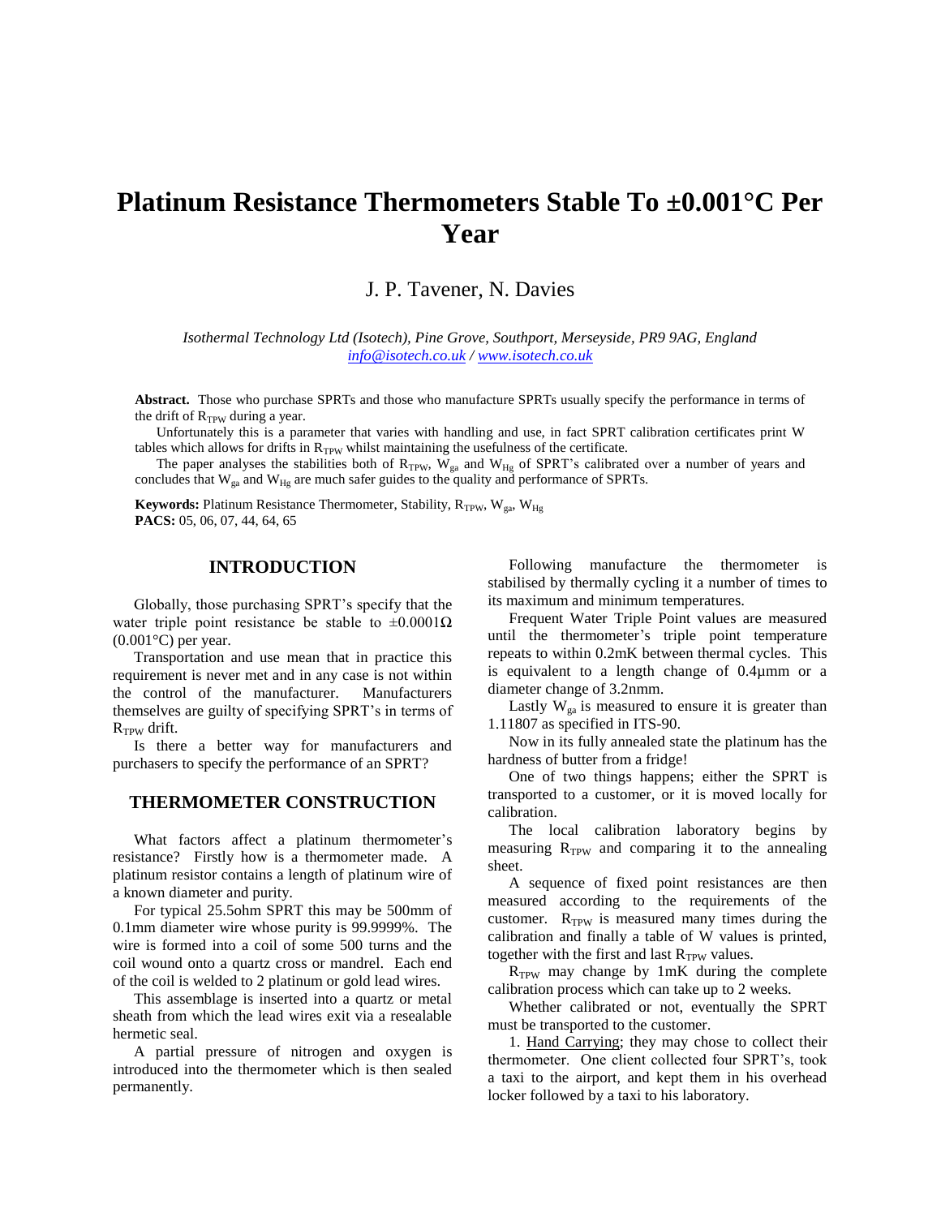# Platinum Resistance Thermometers Stable To ±0.001°C Per Year

J. P. Tavener, N. Davies

*Isothermal Technology Ltd (Isotech), Pine Grove, Southport, Merseyside, PR9 9AG, England*
*info@isotech.co.uk / www.isotech.co.uk*

**Abstract.** Those who purchase SPRTs and those who manufacture SPRTs usually specify the performance in terms of the drift of $R_{TPW}$ during a year.

Unfortunately this is a parameter that varies with handling and use, in fact SPRT calibration certificates print W tables which allows for drifts in $R_{TPW}$ whilst maintaining the usefulness of the certificate.

The paper analyses the stabilities both of $R_{TPW}$, $W_{ga}$ and $W_{Hg}$ of SPRT's calibrated over a number of years and concludes that $W_{ga}$ and $W_{Hg}$ are much safer guides to the quality and performance of SPRTs.

**Keywords:** Platinum Resistance Thermometer, Stability, $R_{TPW}$, $W_{ga}$, $W_{Hg}$
**PACS:** 05, 06, 07, 44, 64, 65

## INTRODUCTION

Globally, those purchasing SPRT's specify that the water triple point resistance be stable to ±0.0001Ω (0.001°C) per year.

Transportation and use mean that in practice this requirement is never met and in any case is not within the control of the manufacturer. Manufacturers themselves are guilty of specifying SPRT's in terms of $R_{TPW}$ drift.

Is there a better way for manufacturers and purchasers to specify the performance of an SPRT?

## THERMOMETER CONSTRUCTION

What factors affect a platinum thermometer's resistance? Firstly how is a thermometer made. A platinum resistor contains a length of platinum wire of a known diameter and purity.

For typical 25.5ohm SPRT this may be 500mm of 0.1mm diameter wire whose purity is 99.9999%. The wire is formed into a coil of some 500 turns and the coil wound onto a quartz cross or mandrel. Each end of the coil is welded to 2 platinum or gold lead wires.

This assemblage is inserted into a quartz or metal sheath from which the lead wires exit via a resealable hermetic seal.

A partial pressure of nitrogen and oxygen is introduced into the thermometer which is then sealed permanently.

Following manufacture the thermometer is stabilised by thermally cycling it a number of times to its maximum and minimum temperatures.

Frequent Water Triple Point values are measured until the thermometer's triple point temperature repeats to within 0.2mK between thermal cycles. This is equivalent to a length change of 0.4µmm or a diameter change of 3.2nmm.

Lastly $W_{ga}$ is measured to ensure it is greater than 1.11807 as specified in ITS-90.

Now in its fully annealed state the platinum has the hardness of butter from a fridge!

One of two things happens; either the SPRT is transported to a customer, or it is moved locally for calibration.

The local calibration laboratory begins by measuring $R_{TPW}$ and comparing it to the annealing sheet.

A sequence of fixed point resistances are then measured according to the requirements of the customer. $R_{TPW}$ is measured many times during the calibration and finally a table of W values is printed, together with the first and last $R_{TPW}$ values.

$R_{TPW}$ may change by 1mK during the complete calibration process which can take up to 2 weeks.

Whether calibrated or not, eventually the SPRT must be transported to the customer.

1. Hand Carrying; they may chose to collect their thermometer. One client collected four SPRT's, took a taxi to the airport, and kept them in his overhead locker followed by a taxi to his laboratory.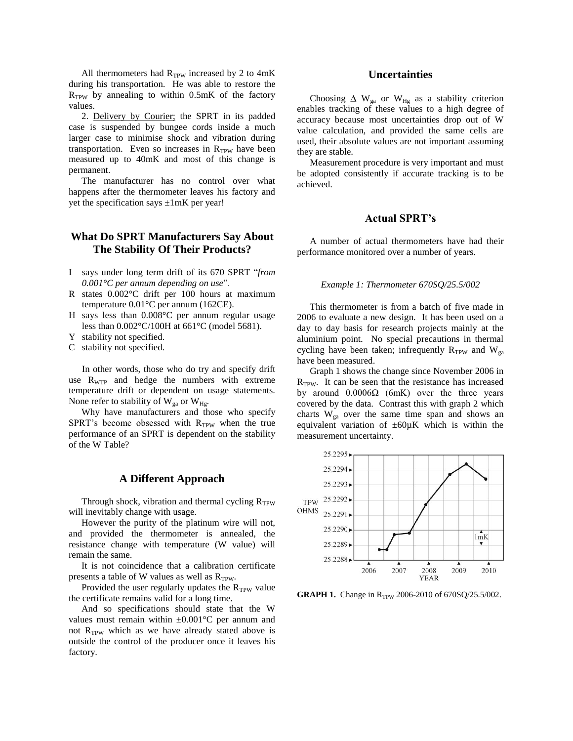All thermometers had $R_{TPW}$ increased by 2 to 4mK during his transportation. He was able to restore the $R_{TPW}$ by annealing to within 0.5mK of the factory values.

2. Delivery by Courier; the SPRT in its padded case is suspended by bungee cords inside a much larger case to minimise shock and vibration during transportation. Even so increases in $R_{TPW}$ have been measured up to 40mK and most of this change is permanent.

The manufacturer has no control over what happens after the thermometer leaves his factory and yet the specification says ±1mK per year!

## What Do SPRT Manufacturers Say About The Stability Of Their Products?

- I says under long term drift of its 670 SPRT "*from 0.001°C per annum depending on use*".
- R states 0.002°C drift per 100 hours at maximum temperature 0.01°C per annum (162CE).
- H says less than 0.008°C per annum regular usage less than 0.002°C/100H at 661°C (model 5681).
- Y stability not specified.
- C stability not specified.

In other words, those who do try and specify drift use $R_{WTP}$ and hedge the numbers with extreme temperature drift or dependent on usage statements. None refer to stability of $W_{ga}$ or $W_{Hg}$.

Why have manufacturers and those who specify SPRT's become obsessed with $R_{TPW}$ when the true performance of an SPRT is dependent on the stability of the W Table?

## A Different Approach

Through shock, vibration and thermal cycling $R_{TPW}$ will inevitably change with usage.

However the purity of the platinum wire will not, and provided the thermometer is annealed, the resistance change with temperature (W value) will remain the same.

It is not coincidence that a calibration certificate presents a table of W values as well as $R_{TPW}$.

Provided the user regularly updates the $R_{TPW}$ value the certificate remains valid for a long time.

And so specifications should state that the W values must remain within ±0.001°C per annum and not $R_{TPW}$ which as we have already stated above is outside the control of the producer once it leaves his factory.

## Uncertainties

Choosing $\Delta$ $W_{ga}$ or $W_{Hg}$ as a stability criterion enables tracking of these values to a high degree of accuracy because most uncertainties drop out of W value calculation, and provided the same cells are used, their absolute values are not important assuming they are stable.

Measurement procedure is very important and must be adopted consistently if accurate tracking is to be achieved.

## Actual SPRT's

A number of actual thermometers have had their performance monitored over a number of years.

### *Example 1: Thermometer 670SQ/25.5/002*

This thermometer is from a batch of five made in 2006 to evaluate a new design. It has been used on a day to day basis for research projects mainly at the aluminium point. No special precautions in thermal cycling have been taken; infrequently $R_{TPW}$ and $W_{ga}$ have been measured.

Graph 1 shows the change since November 2006 in $R_{TPW}$. It can be seen that the resistance has increased by around 0.0006Ω (6mK) over the three years covered by the data. Contrast this with graph 2 which charts $W_{ga}$ over the same time span and shows an equivalent variation of ±60μK which is within the measurement uncertainty.

**GRAPH 1.** Change in $R_{TPW}$ 2006-2010 of 670SQ/25.5/002.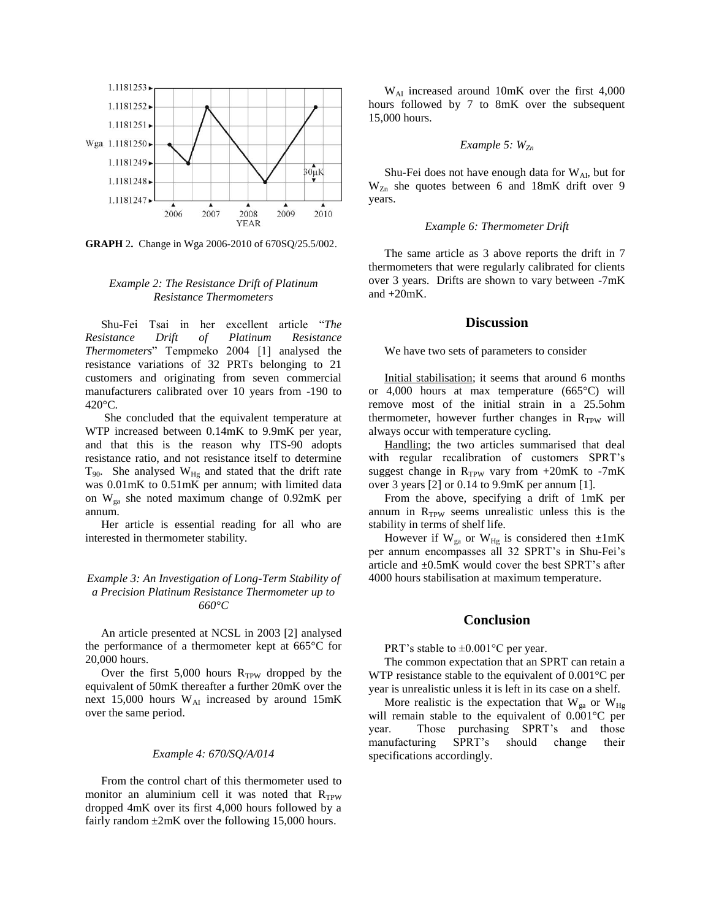**GRAPH 2.** Change in Wga 2006-2010 of 670SQ/25.5/002.

### *Example 2: The Resistance Drift of Platinum Resistance Thermometers*

Shu-Fei Tsai in her excellent article "*The Resistance Drift of Platinum Resistance Thermometers*" Tempmeko 2004 [1] analysed the resistance variations of 32 PRTs belonging to 21 customers and originating from seven commercial manufacturers calibrated over 10 years from -190 to 420°C.

She concluded that the equivalent temperature at WTP increased between 0.14mK to 9.9mK per year, and that this is the reason why ITS-90 adopts resistance ratio, and not resistance itself to determine $T_{90}$. She analysed $W_{Hg}$ and stated that the drift rate was 0.01mK to 0.51mK per annum; with limited data on $W_{ga}$ she noted maximum change of 0.92mK per annum.

Her article is essential reading for all who are interested in thermometer stability.

### *Example 3: An Investigation of Long-Term Stability of a Precision Platinum Resistance Thermometer up to 660°C*

An article presented at NCSL in 2003 [2] analysed the performance of a thermometer kept at 665°C for 20,000 hours.

Over the first 5,000 hours $R_{TPW}$ dropped by the equivalent of 50mK thereafter a further 20mK over the next 15,000 hours $W_{AI}$ increased by around 15mK over the same period.

### *Example 4: 670/SQ/A/014*

From the control chart of this thermometer used to monitor an aluminium cell it was noted that $R_{TPW}$ dropped 4mK over its first 4,000 hours followed by a fairly random ±2mK over the following 15,000 hours.

$W_{AI}$ increased around 10mK over the first 4,000 hours followed by 7 to 8mK over the subsequent 15,000 hours.

### *Example 5: $W_{Zn}$*

Shu-Fei does not have enough data for $W_{AI}$, but for $W_{Zn}$ she quotes between 6 and 18mK drift over 9 years.

### *Example 6: Thermometer Drift*

The same article as 3 above reports the drift in 7 thermometers that were regularly calibrated for clients over 3 years. Drifts are shown to vary between -7mK and +20mK.

## Discussion

We have two sets of parameters to consider

Initial stabilisation; it seems that around 6 months or 4,000 hours at max temperature (665°C) will remove most of the initial strain in a 25.5ohm thermometer, however further changes in $R_{TPW}$ will always occur with temperature cycling.

Handling; the two articles summarised that deal with regular recalibration of customers SPRT's suggest change in $R_{TPW}$ vary from +20mK to -7mK over 3 years [2] or 0.14 to 9.9mK per annum [1].

From the above, specifying a drift of 1mK per annum in $R_{TPW}$ seems unrealistic unless this is the stability in terms of shelf life.

However if $W_{ga}$ or $W_{Hg}$ is considered then ±1mK per annum encompasses all 32 SPRT's in Shu-Fei's article and ±0.5mK would cover the best SPRT's after 4000 hours stabilisation at maximum temperature.

## Conclusion

PRT's stable to ±0.001°C per year.

The common expectation that an SPRT can retain a WTP resistance stable to the equivalent of 0.001°C per year is unrealistic unless it is left in its case on a shelf.

More realistic is the expectation that $W_{ga}$ or $W_{Hg}$ will remain stable to the equivalent of 0.001°C per year. Those purchasing SPRT's and those manufacturing SPRT's should change their specifications accordingly.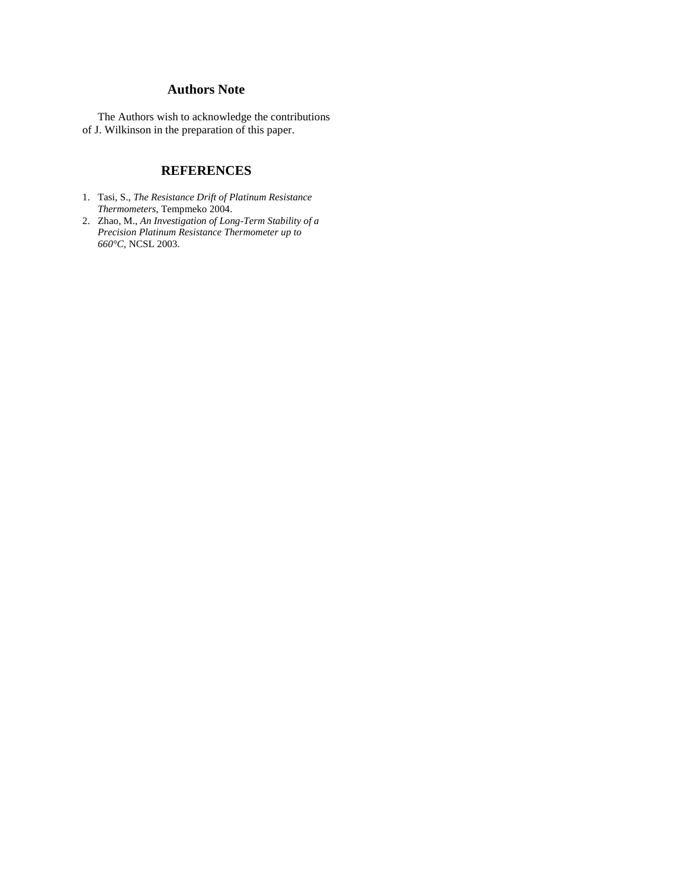## Authors Note

The Authors wish to acknowledge the contributions of J. Wilkinson in the preparation of this paper.

## REFERENCES

1. Tasi, S., *The Resistance Drift of Platinum Resistance Thermometers*, Tempmeko 2004.
2. Zhao, M., *An Investigation of Long-Term Stability of a Precision Platinum Resistance Thermometer up to 660°C*, NCSL 2003.